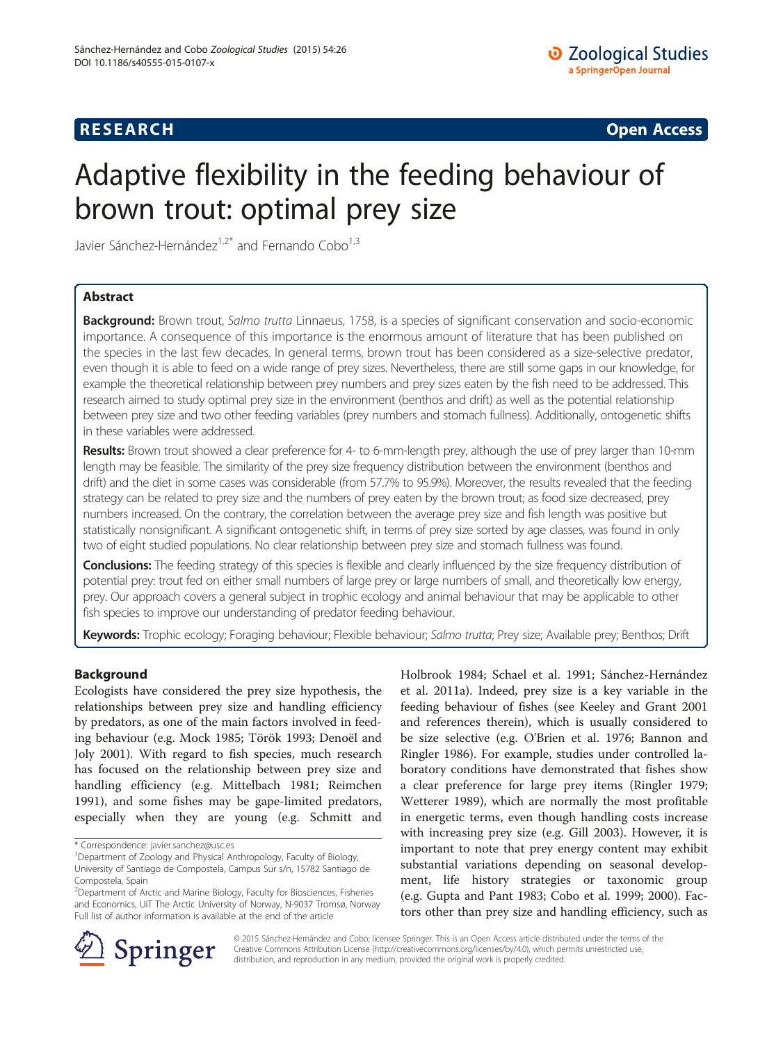RESEARCH Open Access

# Adaptive flexibility in the feeding behaviour of brown trout: optimal prey size

Javier Sánchez-Hernández[1,2*] and Fernando Cobo[1,3]

## Abstract

**Background:** Brown trout, *Salmo trutta* Linnaeus, 1758, is a species of significant conservation and socio-economic importance. A consequence of this importance is the enormous amount of literature that has been published on the species in the last few decades. In general terms, brown trout has been considered as a size-selective predator, even though it is able to feed on a wide range of prey sizes. Nevertheless, there are still some gaps in our knowledge, for example the theoretical relationship between prey numbers and prey sizes eaten by the fish need to be addressed. This research aimed to study optimal prey size in the environment (benthos and drift) as well as the potential relationship between prey size and two other feeding variables (prey numbers and stomach fullness). Additionally, ontogenetic shifts in these variables were addressed.

**Results:** Brown trout showed a clear preference for 4- to 6-mm-length prey, although the use of prey larger than 10-mm length may be feasible. The similarity of the prey size frequency distribution between the environment (benthos and drift) and the diet in some cases was considerable (from 57.7% to 95.9%). Moreover, the results revealed that the feeding strategy can be related to prey size and the numbers of prey eaten by the brown trout; as food size decreased, prey numbers increased. On the contrary, the correlation between the average prey size and fish length was positive but statistically nonsignificant. A significant ontogenetic shift, in terms of prey size sorted by age classes, was found in only two of eight studied populations. No clear relationship between prey size and stomach fullness was found.

**Conclusions:** The feeding strategy of this species is flexible and clearly influenced by the size frequency distribution of potential prey: trout fed on either small numbers of large prey or large numbers of small, and theoretically low energy, prey. Our approach covers a general subject in trophic ecology and animal behaviour that may be applicable to other fish species to improve our understanding of predator feeding behaviour.

**Keywords:** Trophic ecology; Foraging behaviour; Flexible behaviour; *Salmo trutta*; Prey size; Available prey; Benthos; Drift

## Background

Ecologists have considered the prey size hypothesis, the relationships between prey size and handling efficiency by predators, as one of the main factors involved in feeding behaviour (e.g. Mock 1985; Török 1993; Denoël and Joly 2001). With regard to fish species, much research has focused on the relationship between prey size and handling efficiency (e.g. Mittelbach 1981; Reimchen 1991), and some fishes may be gape-limited predators, especially when they are young (e.g. Schmitt and Holbrook 1984; Schael et al. 1991; Sánchez-Hernández et al. 2011a). Indeed, prey size is a key variable in the feeding behaviour of fishes (see Keeley and Grant 2001 and references therein), which is usually considered to be size selective (e.g. O'Brien et al. 1976; Bannon and Ringler 1986). For example, studies under controlled laboratory conditions have demonstrated that fishes show a clear preference for large prey items (Ringler 1979; Wetterer 1989), which are normally the most profitable in energetic terms, even though handling costs increase with increasing prey size (e.g. Gill 2003). However, it is important to note that prey energy content may exhibit substantial variations depending on seasonal development, life history strategies or taxonomic group (e.g. Gupta and Pant 1983; Cobo et al. 1999; 2000). Factors other than prey size and handling efficiency, such as

\* Correspondence: javier.sanchez@usc.es
[1]Department of Zoology and Physical Anthropology, Faculty of Biology, University of Santiago de Compostela, Campus Sur s/n, 15782 Santiago de Compostela, Spain
[2]Department of Arctic and Marine Biology, Faculty for Biosciences, Fisheries and Economics, UiT The Arctic University of Norway, N-9037 Tromsø, Norway
Full list of author information is available at the end of the article

© 2015 Sánchez-Hernández and Cobo; licensee Springer. This is an Open Access article distributed under the terms of the Creative Commons Attribution License (http://creativecommons.org/licenses/by/4.0), which permits unrestricted use, distribution, and reproduction in any medium, provided the original work is properly credited.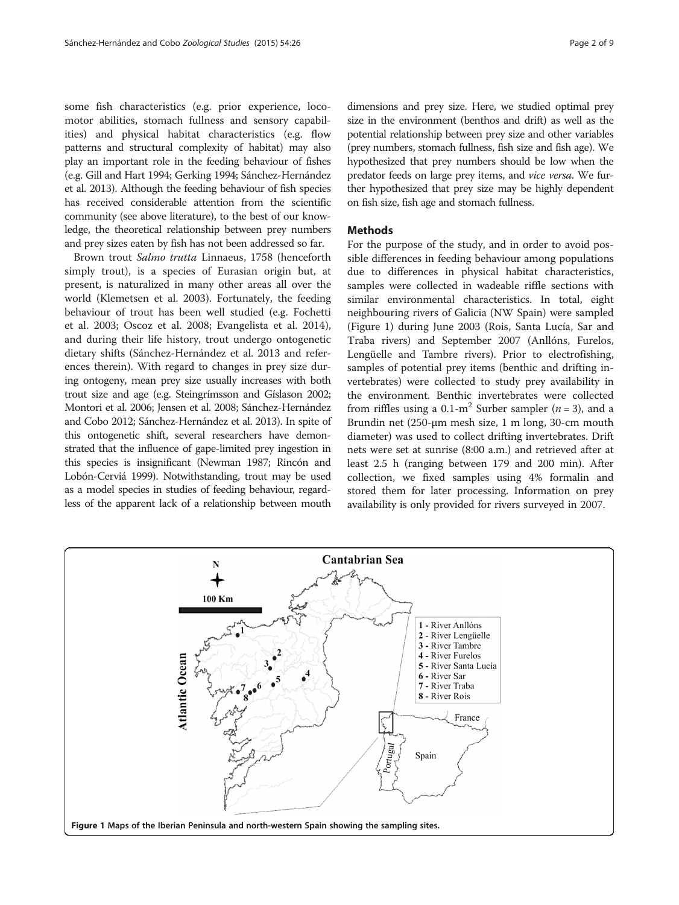some fish characteristics (e.g. prior experience, locomotor abilities, stomach fullness and sensory capabilities) and physical habitat characteristics (e.g. flow patterns and structural complexity of habitat) may also play an important role in the feeding behaviour of fishes (e.g. Gill and Hart 1994; Gerking 1994; Sánchez-Hernández et al. 2013). Although the feeding behaviour of fish species has received considerable attention from the scientific community (see above literature), to the best of our knowledge, the theoretical relationship between prey numbers and prey sizes eaten by fish has not been addressed so far.

Brown trout *Salmo trutta* Linnaeus, 1758 (henceforth simply trout), is a species of Eurasian origin but, at present, is naturalized in many other areas all over the world (Klemetsen et al. 2003). Fortunately, the feeding behaviour of trout has been well studied (e.g. Fochetti et al. 2003; Oscoz et al. 2008; Evangelista et al. 2014), and during their life history, trout undergo ontogenetic dietary shifts (Sánchez-Hernández et al. 2013 and references therein). With regard to changes in prey size during ontogeny, mean prey size usually increases with both trout size and age (e.g. Steingrímsson and Gíslason 2002; Montori et al. 2006; Jensen et al. 2008; Sánchez-Hernández and Cobo 2012; Sánchez-Hernández et al. 2013). In spite of this ontogenetic shift, several researchers have demonstrated that the influence of gape-limited prey ingestion in this species is insignificant (Newman 1987; Rincón and Lobón-Cerviá 1999). Notwithstanding, trout may be used as a model species in studies of feeding behaviour, regardless of the apparent lack of a relationship between mouth dimensions and prey size. Here, we studied optimal prey size in the environment (benthos and drift) as well as the potential relationship between prey size and other variables (prey numbers, stomach fullness, fish size and fish age). We hypothesized that prey numbers should be low when the predator feeds on large prey items, and *vice versa*. We further hypothesized that prey size may be highly dependent on fish size, fish age and stomach fullness.

## Methods

For the purpose of the study, and in order to avoid possible differences in feeding behaviour among populations due to differences in physical habitat characteristics, samples were collected in wadeable riffle sections with similar environmental characteristics. In total, eight neighbouring rivers of Galicia (NW Spain) were sampled (Figure 1) during June 2003 (Rois, Santa Lucía, Sar and Traba rivers) and September 2007 (Anllóns, Furelos, Lengüelle and Tambre rivers). Prior to electrofishing, samples of potential prey items (benthic and drifting invertebrates) were collected to study prey availability in the environment. Benthic invertebrates were collected from riffles using a 0.1-$m^2$ Surber sampler ($n = 3$), and a Brundin net (250-μm mesh size, 1 m long, 30-cm mouth diameter) was used to collect drifting invertebrates. Drift nets were set at sunrise (8:00 a.m.) and retrieved after at least 2.5 h (ranging between 179 and 200 min). After collection, we fixed samples using 4% formalin and stored them for later processing. Information on prey availability is only provided for rivers surveyed in 2007.

Figure 1 Maps of the Iberian Peninsula and north-western Spain showing the sampling sites.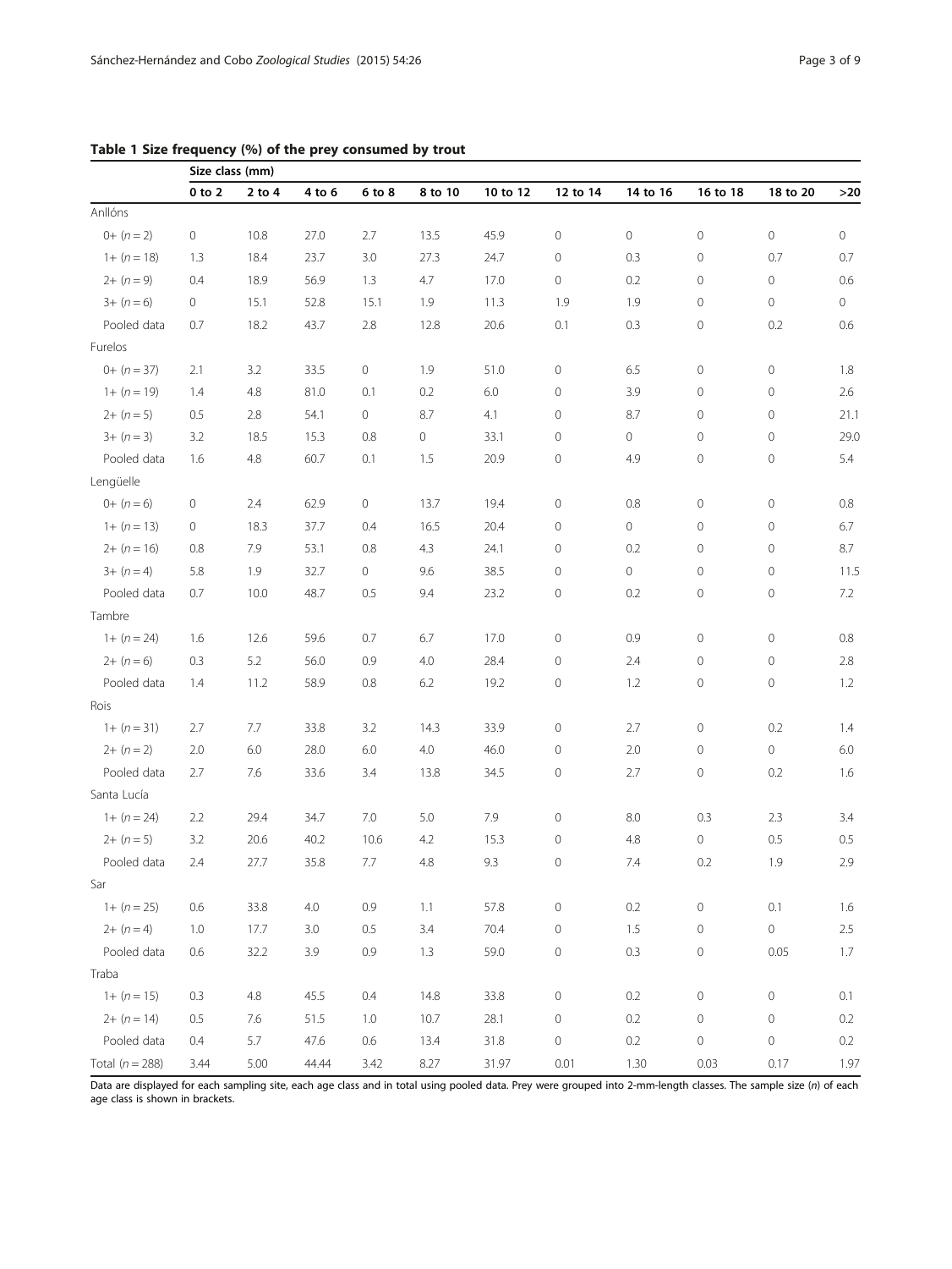**Table 1 Size frequency (%) of the prey consumed by trout**

| | Size class (mm) | | | | | | | | | | |
|---|---|---|---|---|---|---|---|---|---|---|---|
| | 0 to 2 | 2 to 4 | 4 to 6 | 6 to 8 | 8 to 10 | 10 to 12 | 12 to 14 | 14 to 16 | 16 to 18 | 18 to 20 | >20 |
| Anllóns | | | | | | | | | | | |
| 0+ ($n = 2$) | 0 | 10.8 | 27.0 | 2.7 | 13.5 | 45.9 | 0 | 0 | 0 | 0 | 0 |
| 1+ ($n = 18$) | 1.3 | 18.4 | 23.7 | 3.0 | 27.3 | 24.7 | 0 | 0.3 | 0 | 0.7 | 0.7 |
| 2+ ($n = 9$) | 0.4 | 18.9 | 56.9 | 1.3 | 4.7 | 17.0 | 0 | 0.2 | 0 | 0 | 0.6 |
| 3+ ($n = 6$) | 0 | 15.1 | 52.8 | 15.1 | 1.9 | 11.3 | 1.9 | 1.9 | 0 | 0 | 0 |
| Pooled data | 0.7 | 18.2 | 43.7 | 2.8 | 12.8 | 20.6 | 0.1 | 0.3 | 0 | 0.2 | 0.6 |
| Furelos | | | | | | | | | | | |
| 0+ ($n = 37$) | 2.1 | 3.2 | 33.5 | 0 | 1.9 | 51.0 | 0 | 6.5 | 0 | 0 | 1.8 |
| 1+ ($n = 19$) | 1.4 | 4.8 | 81.0 | 0.1 | 0.2 | 6.0 | 0 | 3.9 | 0 | 0 | 2.6 |
| 2+ ($n = 5$) | 0.5 | 2.8 | 54.1 | 0 | 8.7 | 4.1 | 0 | 8.7 | 0 | 0 | 21.1 |
| 3+ ($n = 3$) | 3.2 | 18.5 | 15.3 | 0.8 | 0 | 33.1 | 0 | 0 | 0 | 0 | 29.0 |
| Pooled data | 1.6 | 4.8 | 60.7 | 0.1 | 1.5 | 20.9 | 0 | 4.9 | 0 | 0 | 5.4 |
| Lengüelle | | | | | | | | | | | |
| 0+ ($n = 6$) | 0 | 2.4 | 62.9 | 0 | 13.7 | 19.4 | 0 | 0.8 | 0 | 0 | 0.8 |
| 1+ ($n = 13$) | 0 | 18.3 | 37.7 | 0.4 | 16.5 | 20.4 | 0 | 0 | 0 | 0 | 6.7 |
| 2+ ($n = 16$) | 0.8 | 7.9 | 53.1 | 0.8 | 4.3 | 24.1 | 0 | 0.2 | 0 | 0 | 8.7 |
| 3+ ($n = 4$) | 5.8 | 1.9 | 32.7 | 0 | 9.6 | 38.5 | 0 | 0 | 0 | 0 | 11.5 |
| Pooled data | 0.7 | 10.0 | 48.7 | 0.5 | 9.4 | 23.2 | 0 | 0.2 | 0 | 0 | 7.2 |
| Tambre | | | | | | | | | | | |
| 1+ ($n = 24$) | 1.6 | 12.6 | 59.6 | 0.7 | 6.7 | 17.0 | 0 | 0.9 | 0 | 0 | 0.8 |
| 2+ ($n = 6$) | 0.3 | 5.2 | 56.0 | 0.9 | 4.0 | 28.4 | 0 | 2.4 | 0 | 0 | 2.8 |
| Pooled data | 1.4 | 11.2 | 58.9 | 0.8 | 6.2 | 19.2 | 0 | 1.2 | 0 | 0 | 1.2 |
| Rois | | | | | | | | | | | |
| 1+ ($n = 31$) | 2.7 | 7.7 | 33.8 | 3.2 | 14.3 | 33.9 | 0 | 2.7 | 0 | 0.2 | 1.4 |
| 2+ ($n = 2$) | 2.0 | 6.0 | 28.0 | 6.0 | 4.0 | 46.0 | 0 | 2.0 | 0 | 0 | 6.0 |
| Pooled data | 2.7 | 7.6 | 33.6 | 3.4 | 13.8 | 34.5 | 0 | 2.7 | 0 | 0.2 | 1.6 |
| Santa Lucía | | | | | | | | | | | |
| 1+ ($n = 24$) | 2.2 | 29.4 | 34.7 | 7.0 | 5.0 | 7.9 | 0 | 8.0 | 0.3 | 2.3 | 3.4 |
| 2+ ($n = 5$) | 3.2 | 20.6 | 40.2 | 10.6 | 4.2 | 15.3 | 0 | 4.8 | 0 | 0.5 | 0.5 |
| Pooled data | 2.4 | 27.7 | 35.8 | 7.7 | 4.8 | 9.3 | 0 | 7.4 | 0.2 | 1.9 | 2.9 |
| Sar | | | | | | | | | | | |
| 1+ ($n = 25$) | 0.6 | 33.8 | 4.0 | 0.9 | 1.1 | 57.8 | 0 | 0.2 | 0 | 0.1 | 1.6 |
| 2+ ($n = 4$) | 1.0 | 17.7 | 3.0 | 0.5 | 3.4 | 70.4 | 0 | 1.5 | 0 | 0 | 2.5 |
| Pooled data | 0.6 | 32.2 | 3.9 | 0.9 | 1.3 | 59.0 | 0 | 0.3 | 0 | 0.05 | 1.7 |
| Traba | | | | | | | | | | | |
| 1+ ($n = 15$) | 0.3 | 4.8 | 45.5 | 0.4 | 14.8 | 33.8 | 0 | 0.2 | 0 | 0 | 0.1 |
| 2+ ($n = 14$) | 0.5 | 7.6 | 51.5 | 1.0 | 10.7 | 28.1 | 0 | 0.2 | 0 | 0 | 0.2 |
| Pooled data | 0.4 | 5.7 | 47.6 | 0.6 | 13.4 | 31.8 | 0 | 0.2 | 0 | 0 | 0.2 |
| Total ($n = 288$) | 3.44 | 5.00 | 44.44 | 3.42 | 8.27 | 31.97 | 0.01 | 1.30 | 0.03 | 0.17 | 1.97 |

Data are displayed for each sampling site, each age class and in total using pooled data. Prey were grouped into 2-mm-length classes. The sample size ($n$) of each age class is shown in brackets.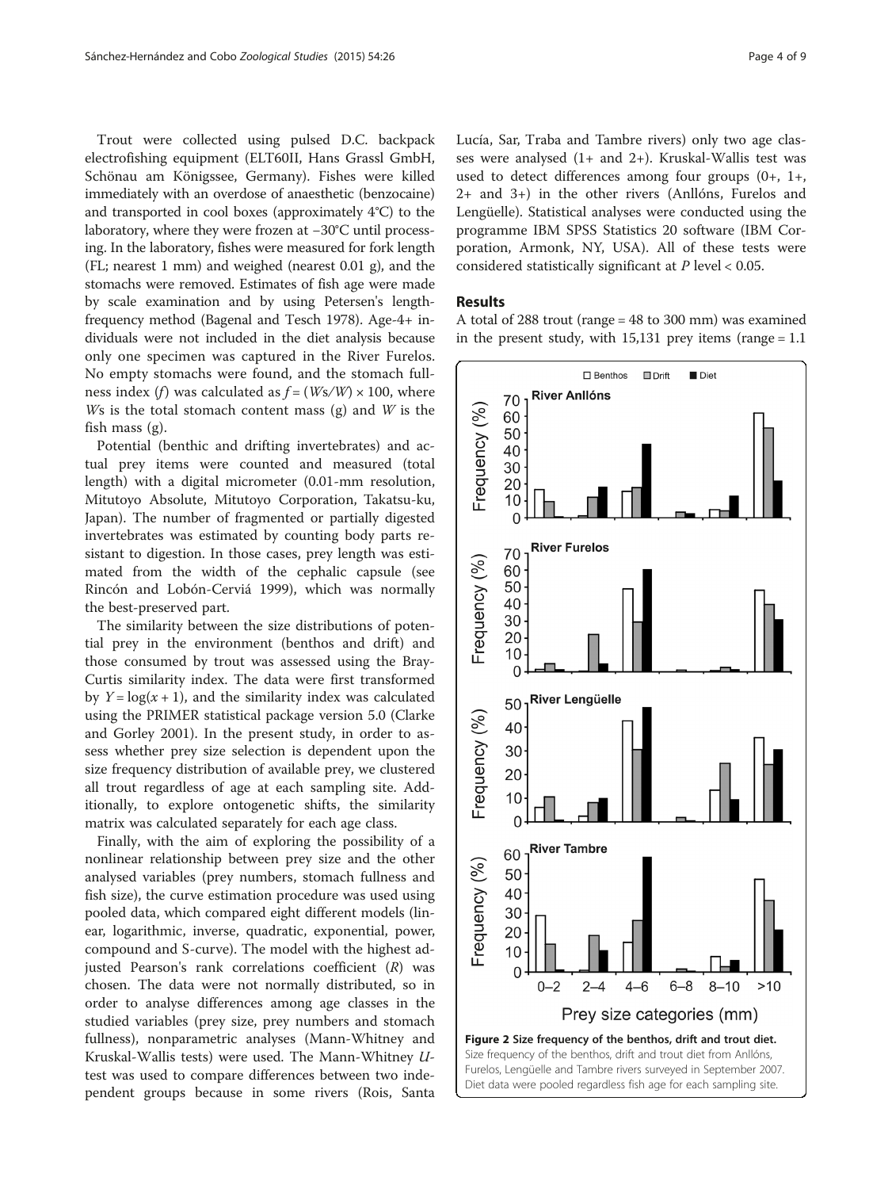Trout were collected using pulsed D.C. backpack electrofishing equipment (ELT60II, Hans Grassl GmbH, Schönau am Königssee, Germany). Fishes were killed immediately with an overdose of anaesthetic (benzocaine) and transported in cool boxes (approximately 4°C) to the laboratory, where they were frozen at −30°C until processing. In the laboratory, fishes were measured for fork length (FL; nearest 1 mm) and weighed (nearest 0.01 g), and the stomachs were removed. Estimates of fish age were made by scale examination and by using Petersen's length-frequency method (Bagenal and Tesch 1978). Age-4+ individuals were not included in the diet analysis because only one specimen was captured in the River Furelos. No empty stomachs were found, and the stomach fullness index ($f$) was calculated as $f = (Ws/W) \times 100$, where $Ws$ is the total stomach content mass (g) and $W$ is the fish mass (g).

Potential (benthic and drifting invertebrates) and actual prey items were counted and measured (total length) with a digital micrometer (0.01-mm resolution, Mitutoyo Absolute, Mitutoyo Corporation, Takatsu-ku, Japan). The number of fragmented or partially digested invertebrates was estimated by counting body parts resistant to digestion. In those cases, prey length was estimated from the width of the cephalic capsule (see Rincón and Lobón-Cerviá 1999), which was normally the best-preserved part.

The similarity between the size distributions of potential prey in the environment (benthos and drift) and those consumed by trout was assessed using the Bray-Curtis similarity index. The data were first transformed by $Y = \log(x + 1)$, and the similarity index was calculated using the PRIMER statistical package version 5.0 (Clarke and Gorley 2001). In the present study, in order to assess whether prey size selection is dependent upon the size frequency distribution of available prey, we clustered all trout regardless of age at each sampling site. Additionally, to explore ontogenetic shifts, the similarity matrix was calculated separately for each age class.

Finally, with the aim of exploring the possibility of a nonlinear relationship between prey size and the other analysed variables (prey numbers, stomach fullness and fish size), the curve estimation procedure was used using pooled data, which compared eight different models (linear, logarithmic, inverse, quadratic, exponential, power, compound and S-curve). The model with the highest adjusted Pearson's rank correlations coefficient ($R$) was chosen. The data were not normally distributed, so in order to analyse differences among age classes in the studied variables (prey size, prey numbers and stomach fullness), nonparametric analyses (Mann-Whitney and Kruskal-Wallis tests) were used. The Mann-Whitney $U$-test was used to compare differences between two independent groups because in some rivers (Rois, Santa Lucía, Sar, Traba and Tambre rivers) only two age classes were analysed (1+ and 2+). Kruskal-Wallis test was used to detect differences among four groups (0+, 1+, 2+ and 3+) in the other rivers (Anllóns, Furelos and Lengüelle). Statistical analyses were conducted using the programme IBM SPSS Statistics 20 software (IBM Corporation, Armonk, NY, USA). All of these tests were considered statistically significant at $P$ level < 0.05.

## Results

A total of 288 trout (range = 48 to 300 mm) was examined in the present study, with 15,131 prey items (range = 1.1

**Figure 2 Size frequency of the benthos, drift and trout diet.** Size frequency of the benthos, drift and trout diet from Anllóns, Furelos, Lengüelle and Tambre rivers surveyed in September 2007. Diet data were pooled regardless fish age for each sampling site.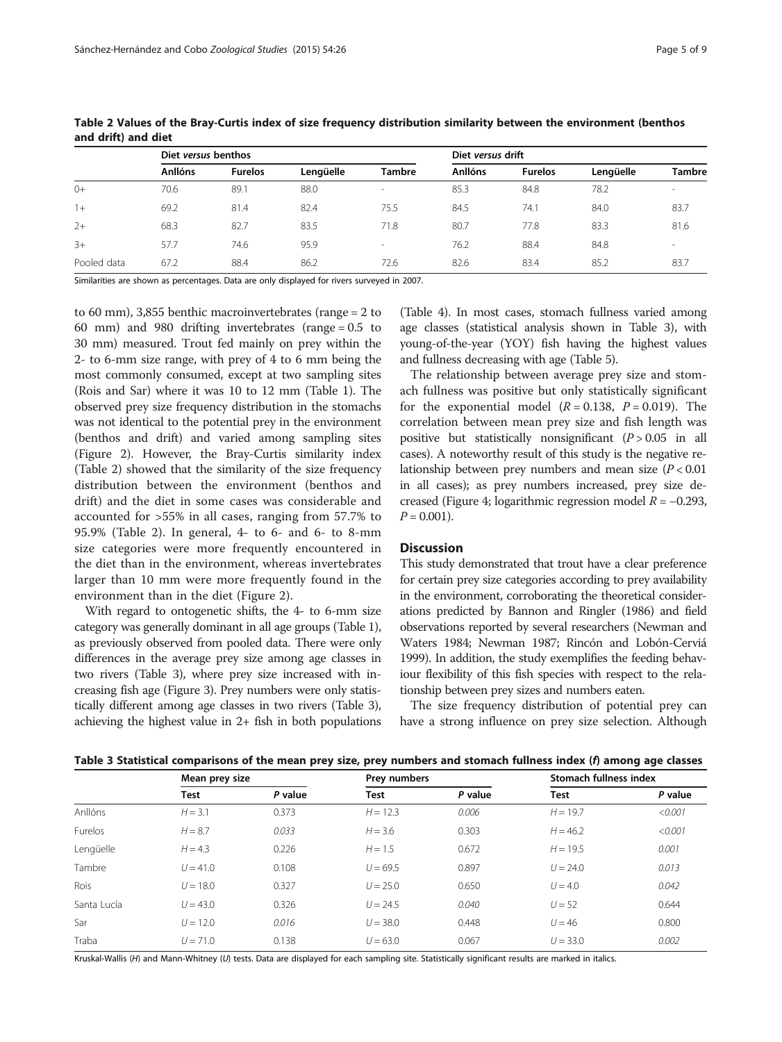**Table 2 Values of the Bray-Curtis index of size frequency distribution similarity between the environment (benthos and drift) and diet**

| | Diet *versus* benthos | | | | Diet *versus* drift | | | |
|---|---|---|---|---|---|---|---|---|
| | Anllóns | Furelos | Lengüelle | Tambre | Anllóns | Furelos | Lengüelle | Tambre |
| 0+ | 70.6 | 89.1 | 88.0 | - | 85.3 | 84.8 | 78.2 | - |
| 1+ | 69.2 | 81.4 | 82.4 | 75.5 | 84.5 | 74.1 | 84.0 | 83.7 |
| 2+ | 68.3 | 82.7 | 83.5 | 71.8 | 80.7 | 77.8 | 83.3 | 81.6 |
| 3+ | 57.7 | 74.6 | 95.9 | - | 76.2 | 88.4 | 84.8 | - |
| Pooled data | 67.2 | 88.4 | 86.2 | 72.6 | 82.6 | 83.4 | 85.2 | 83.7 |

Similarities are shown as percentages. Data are only displayed for rivers surveyed in 2007.

to 60 mm), 3,855 benthic macroinvertebrates (range = 2 to 60 mm) and 980 drifting invertebrates (range = 0.5 to 30 mm) measured. Trout fed mainly on prey within the 2- to 6-mm size range, with prey of 4 to 6 mm being the most commonly consumed, except at two sampling sites (Rois and Sar) where it was 10 to 12 mm (Table 1). The observed prey size frequency distribution in the stomachs was not identical to the potential prey in the environment (benthos and drift) and varied among sampling sites (Figure 2). However, the Bray-Curtis similarity index (Table 2) showed that the similarity of the size frequency distribution between the environment (benthos and drift) and the diet in some cases was considerable and accounted for >55% in all cases, ranging from 57.7% to 95.9% (Table 2). In general, 4- to 6- and 6- to 8-mm size categories were more frequently encountered in the diet than in the environment, whereas invertebrates larger than 10 mm were more frequently found in the environment than in the diet (Figure 2).

With regard to ontogenetic shifts, the 4- to 6-mm size category was generally dominant in all age groups (Table 1), as previously observed from pooled data. There were only differences in the average prey size among age classes in two rivers (Table 3), where prey size increased with increasing fish age (Figure 3). Prey numbers were only statistically different among age classes in two rivers (Table 3), achieving the highest value in 2+ fish in both populations (Table 4). In most cases, stomach fullness varied among age classes (statistical analysis shown in Table 3), with young-of-the-year (YOY) fish having the highest values and fullness decreasing with age (Table 5).

The relationship between average prey size and stomach fullness was positive but only statistically significant for the exponential model ($R = 0.138$, $P = 0.019$). The correlation between mean prey size and fish length was positive but statistically nonsignificant ($P > 0.05$ in all cases). A noteworthy result of this study is the negative relationship between prey numbers and mean size ($P < 0.01$ in all cases); as prey numbers increased, prey size decreased (Figure 4; logarithmic regression model $R = -0.293$, $P = 0.001$).

## Discussion

This study demonstrated that trout have a clear preference for certain prey size categories according to prey availability in the environment, corroborating the theoretical considerations predicted by Bannon and Ringler (1986) and field observations reported by several researchers (Newman and Waters 1984; Newman 1987; Rincón and Lobón-Cerviá 1999). In addition, the study exemplifies the feeding behaviour flexibility of this fish species with respect to the relationship between prey sizes and numbers eaten.

The size frequency distribution of potential prey can have a strong influence on prey size selection. Although

**Table 3 Statistical comparisons of the mean prey size, prey numbers and stomach fullness index (*f*) among age classes**

| | Mean prey size | | Prey numbers | | Stomach fullness index | |
|---|---|---|---|---|---|---|
| | Test | *P* value | Test | *P* value | Test | *P* value |
| Anllóns | $H = 3.1$ | 0.373 | $H = 12.3$ | *0.006* | $H = 19.7$ | *<0.001* |
| Furelos | $H = 8.7$ | *0.033* | $H = 3.6$ | 0.303 | $H = 46.2$ | *<0.001* |
| Lengüelle | $H = 4.3$ | 0.226 | $H = 1.5$ | 0.672 | $H = 19.5$ | *0.001* |
| Tambre | $U = 41.0$ | 0.108 | $U = 69.5$ | 0.897 | $U = 24.0$ | *0.013* |
| Rois | $U = 18.0$ | 0.327 | $U = 25.0$ | 0.650 | $U = 4.0$ | *0.042* |
| Santa Lucía | $U = 43.0$ | 0.326 | $U = 24.5$ | *0.040* | $U = 52$ | 0.644 |
| Sar | $U = 12.0$ | *0.016* | $U = 38.0$ | 0.448 | $U = 46$ | 0.800 |
| Traba | $U = 71.0$ | 0.138 | $U = 63.0$ | 0.067 | $U = 33.0$ | *0.002* |

Kruskal-Wallis (*H*) and Mann-Whitney (*U*) tests. Data are displayed for each sampling site. Statistically significant results are marked in italics.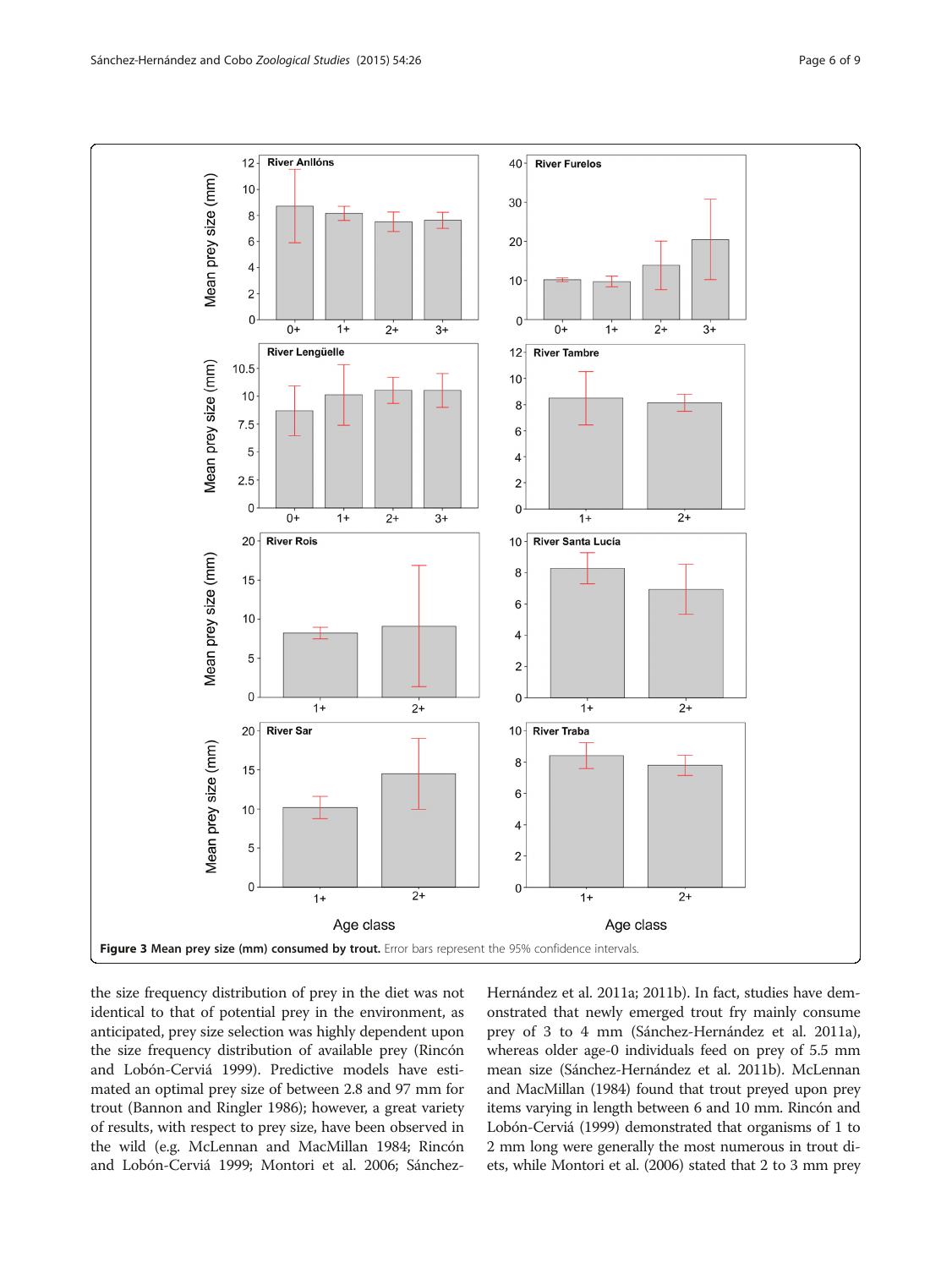**Figure 3 Mean prey size (mm) consumed by trout.** Error bars represent the 95% confidence intervals.

the size frequency distribution of prey in the diet was not identical to that of potential prey in the environment, as anticipated, prey size selection was highly dependent upon the size frequency distribution of available prey (Rincón and Lobón-Cerviá 1999). Predictive models have estimated an optimal prey size of between 2.8 and 97 mm for trout (Bannon and Ringler 1986); however, a great variety of results, with respect to prey size, have been observed in the wild (e.g. McLennan and MacMillan 1984; Rincón and Lobón-Cerviá 1999; Montori et al. 2006; Sánchez-Hernández et al. 2011a; 2011b). In fact, studies have demonstrated that newly emerged trout fry mainly consume prey of 3 to 4 mm (Sánchez-Hernández et al. 2011a), whereas older age-0 individuals feed on prey of 5.5 mm mean size (Sánchez-Hernández et al. 2011b). McLennan and MacMillan (1984) found that trout preyed upon prey items varying in length between 6 and 10 mm. Rincón and Lobón-Cerviá (1999) demonstrated that organisms of 1 to 2 mm long were generally the most numerous in trout diets, while Montori et al. (2006) stated that 2 to 3 mm prey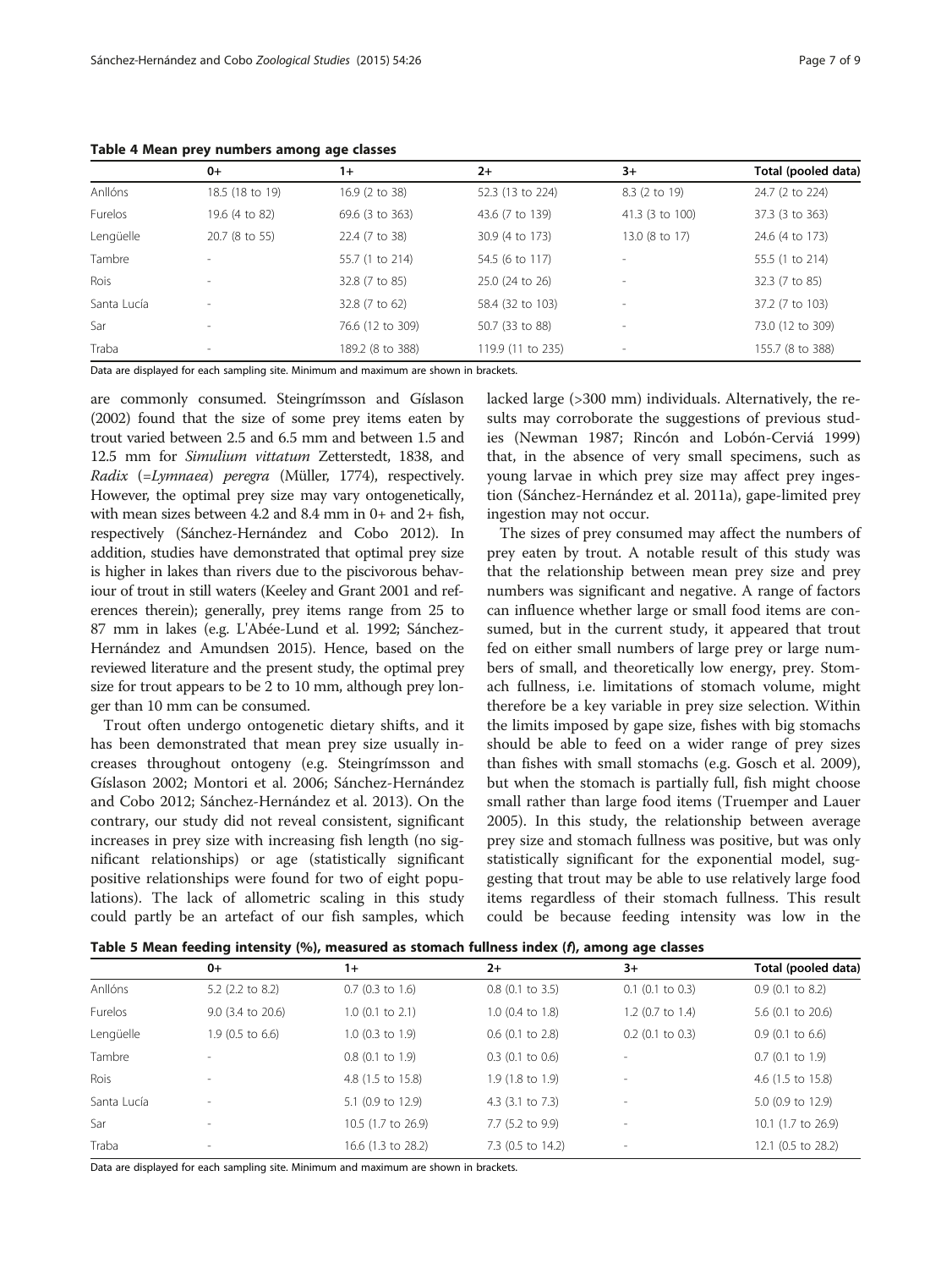**Table 4 Mean prey numbers among age classes**

| | 0+ | 1+ | 2+ | 3+ | Total (pooled data) |
|---|---|---|---|---|---|
| Anllóns | 18.5 (18 to 19) | 16.9 (2 to 38) | 52.3 (13 to 224) | 8.3 (2 to 19) | 24.7 (2 to 224) |
| Furelos | 19.6 (4 to 82) | 69.6 (3 to 363) | 43.6 (7 to 139) | 41.3 (3 to 100) | 37.3 (3 to 363) |
| Lengüelle | 20.7 (8 to 55) | 22.4 (7 to 38) | 30.9 (4 to 173) | 13.0 (8 to 17) | 24.6 (4 to 173) |
| Tambre | - | 55.7 (1 to 214) | 54.5 (6 to 117) | - | 55.5 (1 to 214) |
| Rois | - | 32.8 (7 to 85) | 25.0 (24 to 26) | - | 32.3 (7 to 85) |
| Santa Lucía | - | 32.8 (7 to 62) | 58.4 (32 to 103) | - | 37.2 (7 to 103) |
| Sar | - | 76.6 (12 to 309) | 50.7 (33 to 88) | - | 73.0 (12 to 309) |
| Traba | - | 189.2 (8 to 388) | 119.9 (11 to 235) | - | 155.7 (8 to 388) |

Data are displayed for each sampling site. Minimum and maximum are shown in brackets.

are commonly consumed. Steingrímsson and Gíslason (2002) found that the size of some prey items eaten by trout varied between 2.5 and 6.5 mm and between 1.5 and 12.5 mm for *Simulium vittatum* Zetterstedt, 1838, and *Radix* (=*Lymnaea*) *peregra* (Müller, 1774), respectively. However, the optimal prey size may vary ontogenetically, with mean sizes between 4.2 and 8.4 mm in 0+ and 2+ fish, respectively (Sánchez-Hernández and Cobo 2012). In addition, studies have demonstrated that optimal prey size is higher in lakes than rivers due to the piscivorous behaviour of trout in still waters (Keeley and Grant 2001 and references therein); generally, prey items range from 25 to 87 mm in lakes (e.g. L'Abée-Lund et al. 1992; Sánchez-Hernández and Amundsen 2015). Hence, based on the reviewed literature and the present study, the optimal prey size for trout appears to be 2 to 10 mm, although prey longer than 10 mm can be consumed.

Trout often undergo ontogenetic dietary shifts, and it has been demonstrated that mean prey size usually increases throughout ontogeny (e.g. Steingrímsson and Gíslason 2002; Montori et al. 2006; Sánchez-Hernández and Cobo 2012; Sánchez-Hernández et al. 2013). On the contrary, our study did not reveal consistent, significant increases in prey size with increasing fish length (no significant relationships) or age (statistically significant positive relationships were found for two of eight populations). The lack of allometric scaling in this study could partly be an artefact of our fish samples, which lacked large (>300 mm) individuals. Alternatively, the results may corroborate the suggestions of previous studies (Newman 1987; Rincón and Lobón-Cerviá 1999) that, in the absence of very small specimens, such as young larvae in which prey size may affect prey ingestion (Sánchez-Hernández et al. 2011a), gape-limited prey ingestion may not occur.

The sizes of prey consumed may affect the numbers of prey eaten by trout. A notable result of this study was that the relationship between mean prey size and prey numbers was significant and negative. A range of factors can influence whether large or small food items are consumed, but in the current study, it appeared that trout fed on either small numbers of large prey or large numbers of small, and theoretically low energy, prey. Stomach fullness, i.e. limitations of stomach volume, might therefore be a key variable in prey size selection. Within the limits imposed by gape size, fishes with big stomachs should be able to feed on a wider range of prey sizes than fishes with small stomachs (e.g. Gosch et al. 2009), but when the stomach is partially full, fish might choose small rather than large food items (Truemper and Lauer 2005). In this study, the relationship between average prey size and stomach fullness was positive, but was only statistically significant for the exponential model, suggesting that trout may be able to use relatively large food items regardless of their stomach fullness. This result could be because feeding intensity was low in the

**Table 5 Mean feeding intensity (%), measured as stomach fullness index (*f*), among age classes**

| | 0+ | 1+ | 2+ | 3+ | Total (pooled data) |
|---|---|---|---|---|---|
| Anllóns | 5.2 (2.2 to 8.2) | 0.7 (0.3 to 1.6) | 0.8 (0.1 to 3.5) | 0.1 (0.1 to 0.3) | 0.9 (0.1 to 8.2) |
| Furelos | 9.0 (3.4 to 20.6) | 1.0 (0.1 to 2.1) | 1.0 (0.4 to 1.8) | 1.2 (0.7 to 1.4) | 5.6 (0.1 to 20.6) |
| Lengüelle | 1.9 (0.5 to 6.6) | 1.0 (0.3 to 1.9) | 0.6 (0.1 to 2.8) | 0.2 (0.1 to 0.3) | 0.9 (0.1 to 6.6) |
| Tambre | - | 0.8 (0.1 to 1.9) | 0.3 (0.1 to 0.6) | - | 0.7 (0.1 to 1.9) |
| Rois | - | 4.8 (1.5 to 15.8) | 1.9 (1.8 to 1.9) | - | 4.6 (1.5 to 15.8) |
| Santa Lucía | - | 5.1 (0.9 to 12.9) | 4.3 (3.1 to 7.3) | - | 5.0 (0.9 to 12.9) |
| Sar | - | 10.5 (1.7 to 26.9) | 7.7 (5.2 to 9.9) | - | 10.1 (1.7 to 26.9) |
| Traba | - | 16.6 (1.3 to 28.2) | 7.3 (0.5 to 14.2) | - | 12.1 (0.5 to 28.2) |

Data are displayed for each sampling site. Minimum and maximum are shown in brackets.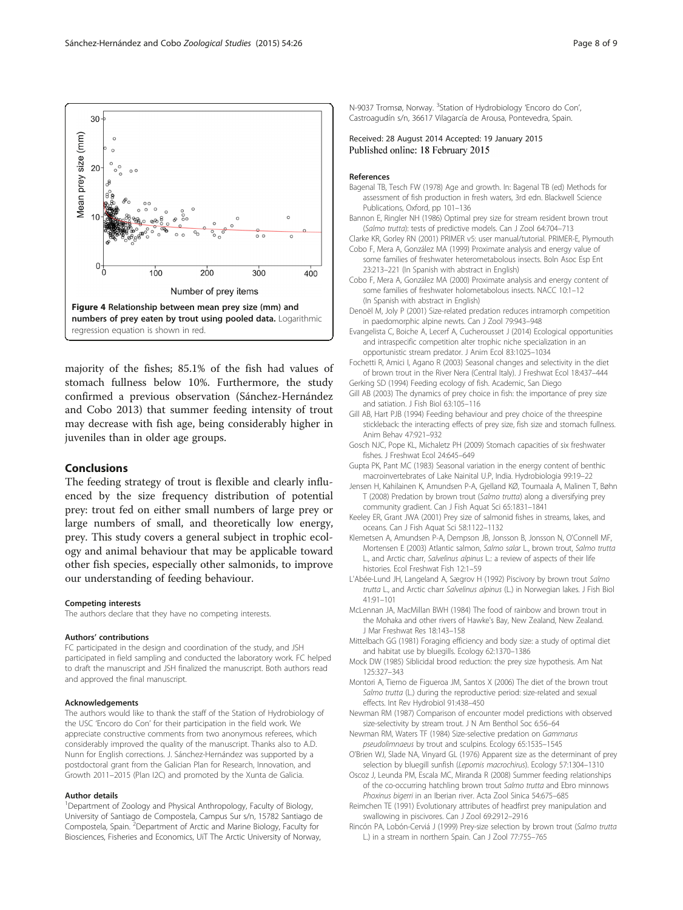**Figure 4 Relationship between mean prey size (mm) and numbers of prey eaten by trout using pooled data.** Logarithmic regression equation is shown in red.

majority of the fishes; 85.1% of the fish had values of stomach fullness below 10%. Furthermore, the study confirmed a previous observation (Sánchez-Hernández and Cobo 2013) that summer feeding intensity of trout may decrease with fish age, being considerably higher in juveniles than in older age groups.

## Conclusions

The feeding strategy of trout is flexible and clearly influenced by the size frequency distribution of potential prey: trout fed on either small numbers of large prey or large numbers of small, and theoretically low energy, prey. This study covers a general subject in trophic ecology and animal behaviour that may be applicable toward other fish species, especially other salmonids, to improve our understanding of feeding behaviour.

#### Competing interests

The authors declare that they have no competing interests.

#### Authors' contributions

FC participated in the design and coordination of the study, and JSH participated in field sampling and conducted the laboratory work. FC helped to draft the manuscript and JSH finalized the manuscript. Both authors read and approved the final manuscript.

#### Acknowledgements

The authors would like to thank the staff of the Station of Hydrobiology of the USC 'Encoro do Con' for their participation in the field work. We appreciate constructive comments from two anonymous referees, which considerably improved the quality of the manuscript. Thanks also to A.D. Nunn for English corrections. J. Sánchez-Hernández was supported by a postdoctoral grant from the Galician Plan for Research, Innovation, and Growth 2011–2015 (Plan I2C) and promoted by the Xunta de Galicia.

#### Author details

[1]Department of Zoology and Physical Anthropology, Faculty of Biology, University of Santiago de Compostela, Campus Sur s/n, 15782 Santiago de Compostela, Spain. [2]Department of Arctic and Marine Biology, Faculty for Biosciences, Fisheries and Economics, UiT The Arctic University of Norway, N-9037 Tromsø, Norway. [3]Station of Hydrobiology 'Encoro do Con', Castroagudín s/n, 36617 Vilagarcía de Arousa, Pontevedra, Spain.

Received: 28 August 2014 Accepted: 19 January 2015
Published online: 18 February 2015

#### References

Bagenal TB, Tesch FW (1978) Age and growth. In: Bagenal TB (ed) Methods for assessment of fish production in fresh waters, 3rd edn. Blackwell Science Publications, Oxford, pp 101–136

Bannon E, Ringler NH (1986) Optimal prey size for stream resident brown trout (*Salmo trutta*): tests of predictive models. Can J Zool 64:704–713

Clarke KR, Gorley RN (2001) PRIMER v5: user manual/tutorial. PRIMER-E, Plymouth

Cobo F, Mera A, González MA (1999) Proximate analysis and energy value of some families of freshwater heterometabolous insects. Boln Asoc Esp Ent 23:213–221 (In Spanish with abstract in English)

Cobo F, Mera A, González MA (2000) Proximate analysis and energy content of some families of freshwater holometabolous insects. NACC 10:1–12 (In Spanish with abstract in English)

Denoël M, Joly P (2001) Size-related predation reduces intramorph competition in paedomorphic alpine newts. Can J Zool 79:943–948

Evangelista C, Boiche A, Lecerf A, Cucherousset J (2014) Ecological opportunities and intraspecific competition alter trophic niche specialization in an opportunistic stream predator. J Anim Ecol 83:1025–1034

Fochetti R, Amici I, Agano R (2003) Seasonal changes and selectivity in the diet of brown trout in the River Nera (Central Italy). J Freshwat Ecol 18:437–444

Gerking SD (1994) Feeding ecology of fish. Academic, San Diego

Gill AB (2003) The dynamics of prey choice in fish: the importance of prey size and satiation. J Fish Biol 63:105–116

Gill AB, Hart PJB (1994) Feeding behaviour and prey choice of the threespine stickleback: the interacting effects of prey size, fish size and stomach fullness. Anim Behav 47:921–932

Gosch NJC, Pope KL, Michaletz PH (2009) Stomach capacities of six freshwater fishes. J Freshwat Ecol 24:645–649

Gupta PK, Pant MC (1983) Seasonal variation in the energy content of benthic macroinvertebrates of Lake Nainital U.P, India. Hydrobiologia 99:19–22

Jensen H, Kahilainen K, Amundsen P-A, Gjelland KØ, Toumaala A, Malinen T, Bøhn T (2008) Predation by brown trout (*Salmo trutta*) along a diversifying prey community gradient. Can J Fish Aquat Sci 65:1831–1841

Keeley ER, Grant JWA (2001) Prey size of salmonid fishes in streams, lakes, and oceans. Can J Fish Aquat Sci 58:1122–1132

Klemetsen A, Amundsen P-A, Dempson JB, Jonsson B, Jonsson N, O'Connell MF, Mortensen E (2003) Atlantic salmon, *Salmo salar* L., brown trout, *Salmo trutta* L., and Arctic charr, *Salvelinus alpinus* L.: a review of aspects of their life histories. Ecol Freshwat Fish 12:1–59

L'Abée-Lund JH, Langeland A, Sægrov H (1992) Piscivory by brown trout *Salmo trutta* L., and Arctic charr *Salvelinus alpinus* (L.) in Norwegian lakes. J Fish Biol 41:91–101

McLennan JA, MacMillan BWH (1984) The food of rainbow and brown trout in the Mohaka and other rivers of Hawke's Bay, New Zealand, New Zealand. J Mar Freshwat Res 18:143–158

Mittelbach GG (1981) Foraging efficiency and body size: a study of optimal diet and habitat use by bluegills. Ecology 62:1370–1386

Mock DW (1985) Siblicidal brood reduction: the prey size hypothesis. Am Nat 125:327–343

Montori A, Tierno de Figueroa JM, Santos X (2006) The diet of the brown trout *Salmo trutta* (L.) during the reproductive period: size-related and sexual effects. Int Rev Hydrobiol 91:438–450

Newman RM (1987) Comparison of encounter model predictions with observed size-selectivity by stream trout. J N Am Benthol Soc 6:56–64

Newman RM, Waters TF (1984) Size-selective predation on *Gammarus pseudolimnaeus* by trout and sculpins. Ecology 65:1535–1545

O'Brien WJ, Slade NA, Vinyard GL (1976) Apparent size as the determinant of prey selection by bluegill sunfish (*Lepomis macrochirus*). Ecology 57:1304–1310

Oscoz J, Leunda PM, Escala MC, Miranda R (2008) Summer feeding relationships of the co-occurring hatchling brown trout *Salmo trutta* and Ebro minnows *Phoxinus bigerri* in an Iberian river. Acta Zool Sinica 54:675–685

Reimchen TE (1991) Evolutionary attributes of headfirst prey manipulation and swallowing in piscivores. Can J Zool 69:2912–2916

Rincón PA, Lobón-Cerviá J (1999) Prey-size selection by brown trout (*Salmo trutta* L.) in a stream in northern Spain. Can J Zool 77:755–765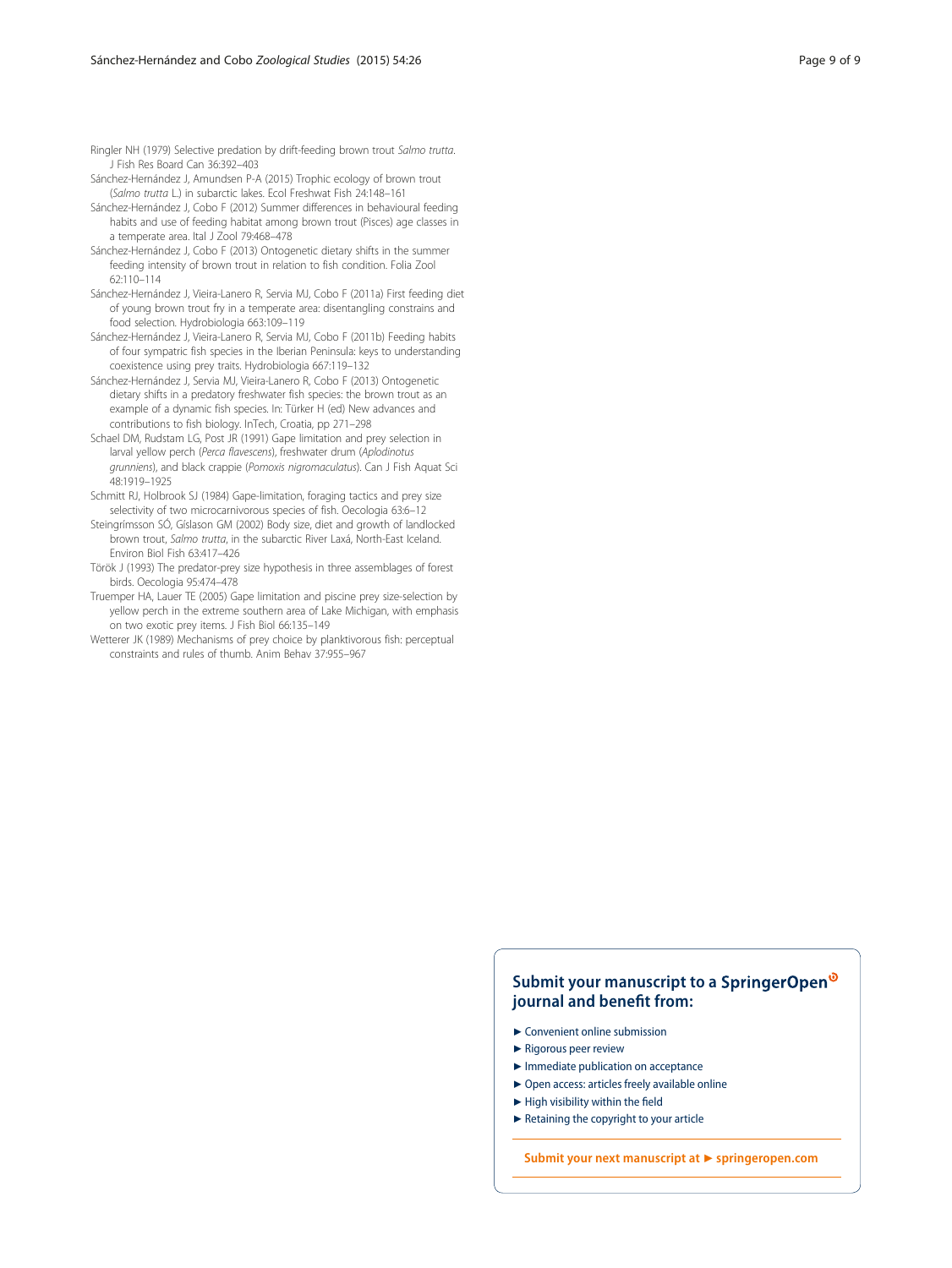Ringler NH (1979) Selective predation by drift-feeding brown trout *Salmo trutta*. J Fish Res Board Can 36:392–403

Sánchez-Hernández J, Amundsen P-A (2015) Trophic ecology of brown trout (*Salmo trutta* L.) in subarctic lakes. Ecol Freshwat Fish 24:148–161

Sánchez-Hernández J, Cobo F (2012) Summer differences in behavioural feeding habits and use of feeding habitat among brown trout (Pisces) age classes in a temperate area. Ital J Zool 79:468–478

Sánchez-Hernández J, Cobo F (2013) Ontogenetic dietary shifts in the summer feeding intensity of brown trout in relation to fish condition. Folia Zool 62:110–114

Sánchez-Hernández J, Vieira-Lanero R, Servia MJ, Cobo F (2011a) First feeding diet of young brown trout fry in a temperate area: disentangling constrains and food selection. Hydrobiologia 663:109–119

Sánchez-Hernández J, Vieira-Lanero R, Servia MJ, Cobo F (2011b) Feeding habits of four sympatric fish species in the Iberian Peninsula: keys to understanding coexistence using prey traits. Hydrobiologia 667:119–132

Sánchez-Hernández J, Servia MJ, Vieira-Lanero R, Cobo F (2013) Ontogenetic dietary shifts in a predatory freshwater fish species: the brown trout as an example of a dynamic fish species. In: Türker H (ed) New advances and contributions to fish biology. InTech, Croatia, pp 271–298

Schael DM, Rudstam LG, Post JR (1991) Gape limitation and prey selection in larval yellow perch (*Perca flavescens*), freshwater drum (*Aplodinotus grunniens*), and black crappie (*Pomoxis nigromaculatus*). Can J Fish Aquat Sci 48:1919–1925

Schmitt RJ, Holbrook SJ (1984) Gape-limitation, foraging tactics and prey size selectivity of two microcarnivorous species of fish. Oecologia 63:6–12

Steingrímsson SÓ, Gíslason GM (2002) Body size, diet and growth of landlocked brown trout, *Salmo trutta*, in the subarctic River Laxá, North-East Iceland. Environ Biol Fish 63:417–426

Török J (1993) The predator-prey size hypothesis in three assemblages of forest birds. Oecologia 95:474–478

Truemper HA, Lauer TE (2005) Gape limitation and piscine prey size-selection by yellow perch in the extreme southern area of Lake Michigan, with emphasis on two exotic prey items. J Fish Biol 66:135–149

Wetterer JK (1989) Mechanisms of prey choice by planktivorous fish: perceptual constraints and rules of thumb. Anim Behav 37:955–967

**Submit your manuscript to a SpringerOpen journal and benefit from:**

- ► Convenient online submission
- ► Rigorous peer review
- ► Immediate publication on acceptance
- ► Open access: articles freely available online
- ► High visibility within the field
- ► Retaining the copyright to your article

**Submit your next manuscript at ► springeropen.com**